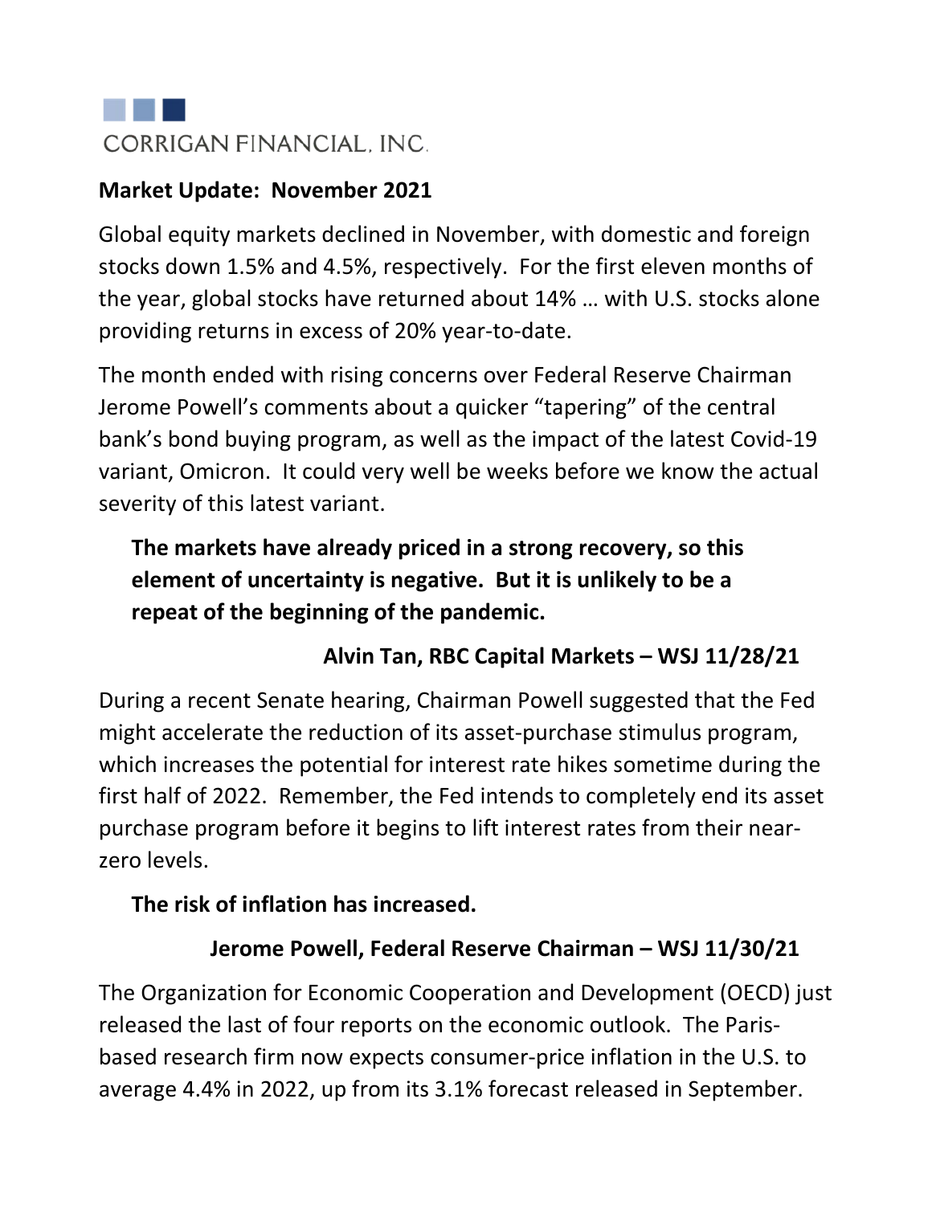CORRIGAN FINANCIAL, INC.

**Market Update: November 2021**

Global equity markets declined in November, with domestic and foreign stocks down 1.5% and 4.5%, respectively. For the first eleven months of the year, global stocks have returned about 14% … with U.S. stocks alone providing returns in excess of 20% year-to-date.

The month ended with rising concerns over Federal Reserve Chairman Jerome Powell's comments about a quicker "tapering" of the central bank's bond buying program, as well as the impact of the latest Covid-19 variant, Omicron. It could very well be weeks before we know the actual severity of this latest variant.

> **The markets have already priced in a strong recovery, so this element of uncertainty is negative. But it is unlikely to be a repeat of the beginning of the pandemic.**
>
> **Alvin Tan, RBC Capital Markets – WSJ 11/28/21**

During a recent Senate hearing, Chairman Powell suggested that the Fed might accelerate the reduction of its asset-purchase stimulus program, which increases the potential for interest rate hikes sometime during the first half of 2022. Remember, the Fed intends to completely end its asset purchase program before it begins to lift interest rates from their near-zero levels.

> **The risk of inflation has increased.**
>
> **Jerome Powell, Federal Reserve Chairman – WSJ 11/30/21**

The Organization for Economic Cooperation and Development (OECD) just released the last of four reports on the economic outlook. The Paris-based research firm now expects consumer-price inflation in the U.S. to average 4.4% in 2022, up from its 3.1% forecast released in September.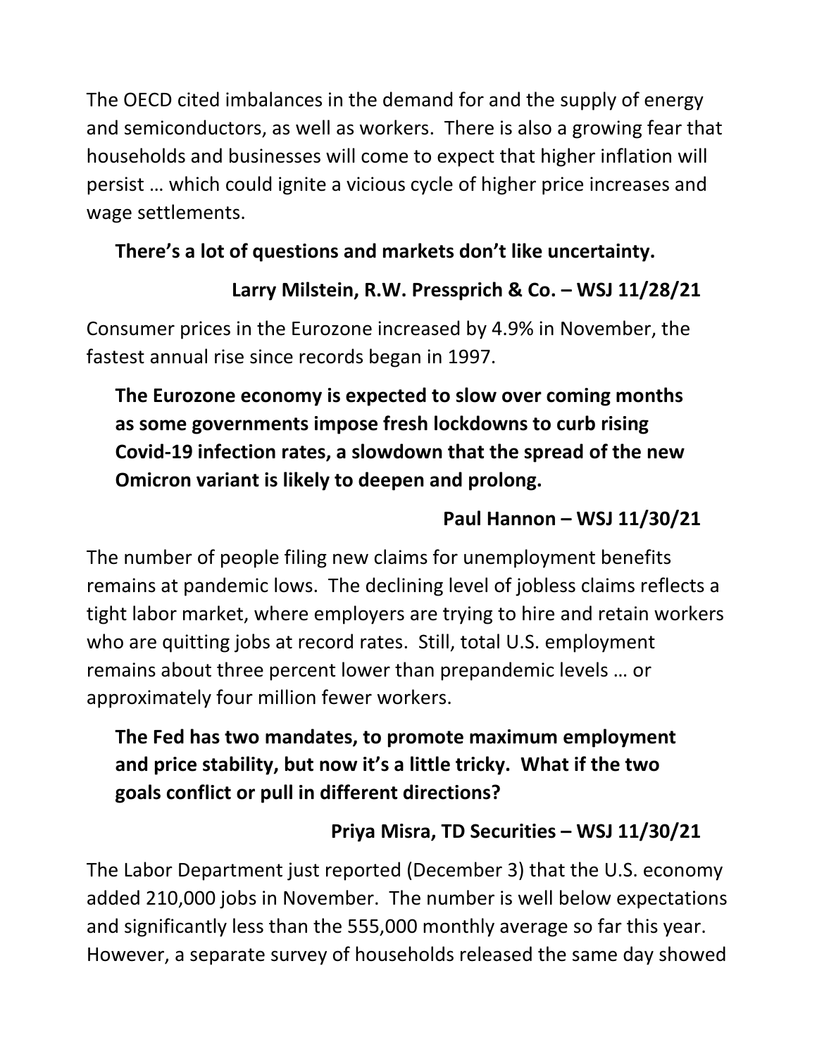The OECD cited imbalances in the demand for and the supply of energy and semiconductors, as well as workers. There is also a growing fear that households and businesses will come to expect that higher inflation will persist … which could ignite a vicious cycle of higher price increases and wage settlements.

> **There's a lot of questions and markets don't like uncertainty.**
>
> **Larry Milstein, R.W. Pressprich & Co. – WSJ 11/28/21**

Consumer prices in the Eurozone increased by 4.9% in November, the fastest annual rise since records began in 1997.

> **The Eurozone economy is expected to slow over coming months as some governments impose fresh lockdowns to curb rising Covid-19 infection rates, a slowdown that the spread of the new Omicron variant is likely to deepen and prolong.**
>
> **Paul Hannon – WSJ 11/30/21**

The number of people filing new claims for unemployment benefits remains at pandemic lows. The declining level of jobless claims reflects a tight labor market, where employers are trying to hire and retain workers who are quitting jobs at record rates. Still, total U.S. employment remains about three percent lower than prepandemic levels … or approximately four million fewer workers.

> **The Fed has two mandates, to promote maximum employment and price stability, but now it's a little tricky. What if the two goals conflict or pull in different directions?**
>
> **Priya Misra, TD Securities – WSJ 11/30/21**

The Labor Department just reported (December 3) that the U.S. economy added 210,000 jobs in November. The number is well below expectations and significantly less than the 555,000 monthly average so far this year. However, a separate survey of households released the same day showed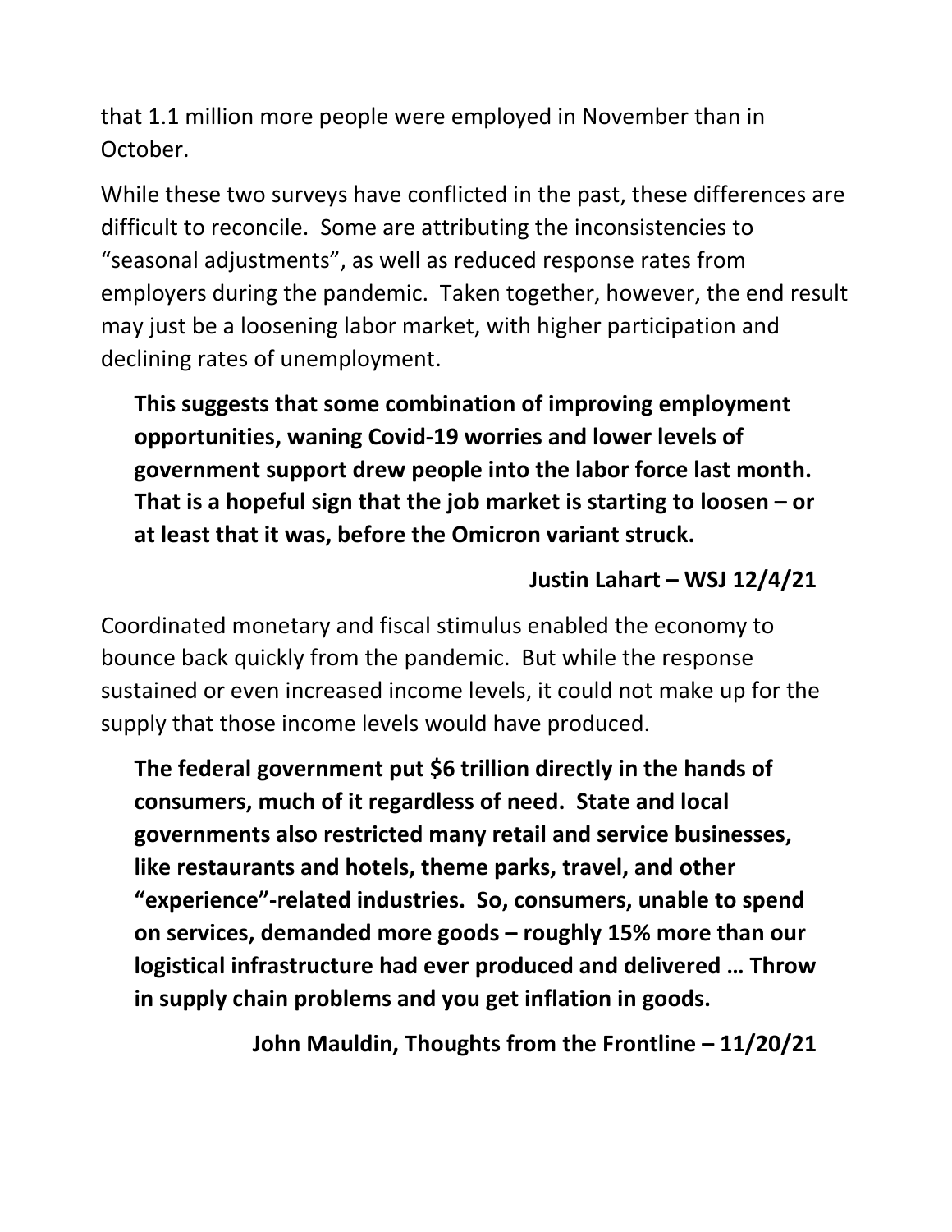that 1.1 million more people were employed in November than in October.

While these two surveys have conflicted in the past, these differences are difficult to reconcile. Some are attributing the inconsistencies to "seasonal adjustments", as well as reduced response rates from employers during the pandemic. Taken together, however, the end result may just be a loosening labor market, with higher participation and declining rates of unemployment.

> **This suggests that some combination of improving employment opportunities, waning Covid-19 worries and lower levels of government support drew people into the labor force last month. That is a hopeful sign that the job market is starting to loosen – or at least that it was, before the Omicron variant struck.**
>
> **Justin Lahart – WSJ 12/4/21**

Coordinated monetary and fiscal stimulus enabled the economy to bounce back quickly from the pandemic. But while the response sustained or even increased income levels, it could not make up for the supply that those income levels would have produced.

> **The federal government put $6 trillion directly in the hands of consumers, much of it regardless of need. State and local governments also restricted many retail and service businesses, like restaurants and hotels, theme parks, travel, and other "experience"-related industries. So, consumers, unable to spend on services, demanded more goods – roughly 15% more than our logistical infrastructure had ever produced and delivered … Throw in supply chain problems and you get inflation in goods.**
>
> **John Mauldin, Thoughts from the Frontline – 11/20/21**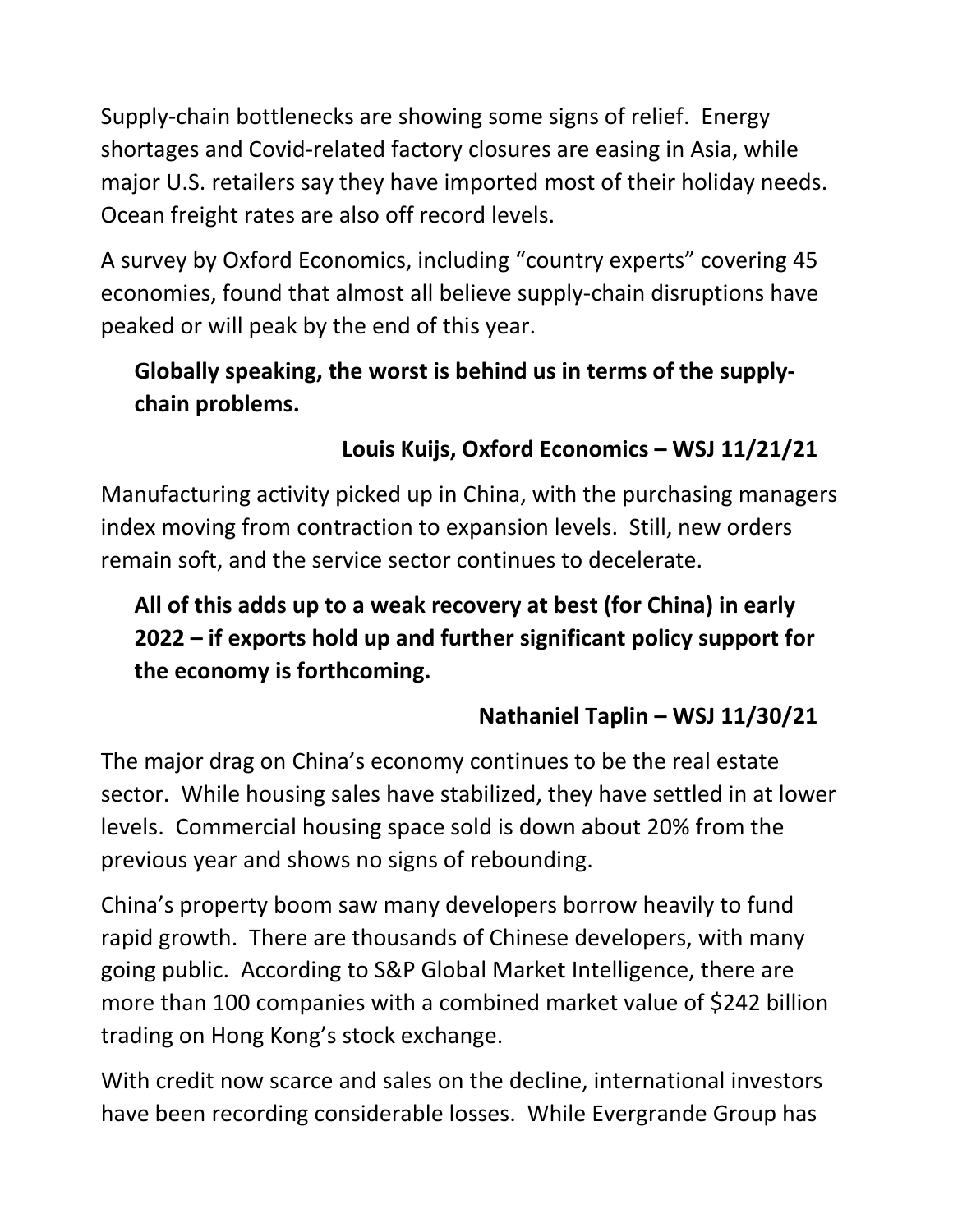Supply-chain bottlenecks are showing some signs of relief. Energy shortages and Covid-related factory closures are easing in Asia, while major U.S. retailers say they have imported most of their holiday needs. Ocean freight rates are also off record levels.

A survey by Oxford Economics, including "country experts" covering 45 economies, found that almost all believe supply-chain disruptions have peaked or will peak by the end of this year.

> **Globally speaking, the worst is behind us in terms of the supply-chain problems.**
>
> **Louis Kuijs, Oxford Economics – WSJ 11/21/21**

Manufacturing activity picked up in China, with the purchasing managers index moving from contraction to expansion levels. Still, new orders remain soft, and the service sector continues to decelerate.

> **All of this adds up to a weak recovery at best (for China) in early 2022 – if exports hold up and further significant policy support for the economy is forthcoming.**
>
> **Nathaniel Taplin – WSJ 11/30/21**

The major drag on China's economy continues to be the real estate sector. While housing sales have stabilized, they have settled in at lower levels. Commercial housing space sold is down about 20% from the previous year and shows no signs of rebounding.

China's property boom saw many developers borrow heavily to fund rapid growth. There are thousands of Chinese developers, with many going public. According to S&P Global Market Intelligence, there are more than 100 companies with a combined market value of $242 billion trading on Hong Kong's stock exchange.

With credit now scarce and sales on the decline, international investors have been recording considerable losses. While Evergrande Group has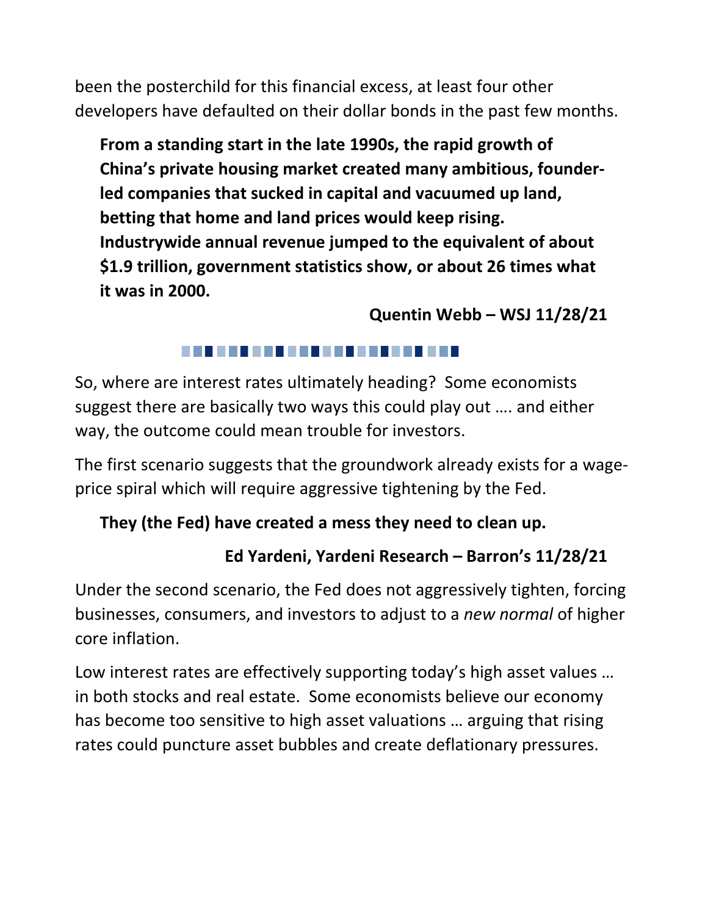been the posterchild for this financial excess, at least four other developers have defaulted on their dollar bonds in the past few months.

> **From a standing start in the late 1990s, the rapid growth of China's private housing market created many ambitious, founder-led companies that sucked in capital and vacuumed up land, betting that home and land prices would keep rising. Industrywide annual revenue jumped to the equivalent of about $1.9 trillion, government statistics show, or about 26 times what it was in 2000.**
>
> **Quentin Webb – WSJ 11/28/21**

So, where are interest rates ultimately heading? Some economists suggest there are basically two ways this could play out …. and either way, the outcome could mean trouble for investors.

The first scenario suggests that the groundwork already exists for a wage-price spiral which will require aggressive tightening by the Fed.

> **They (the Fed) have created a mess they need to clean up.**
>
> **Ed Yardeni, Yardeni Research – Barron's 11/28/21**

Under the second scenario, the Fed does not aggressively tighten, forcing businesses, consumers, and investors to adjust to a *new normal* of higher core inflation.

Low interest rates are effectively supporting today's high asset values … in both stocks and real estate. Some economists believe our economy has become too sensitive to high asset valuations … arguing that rising rates could puncture asset bubbles and create deflationary pressures.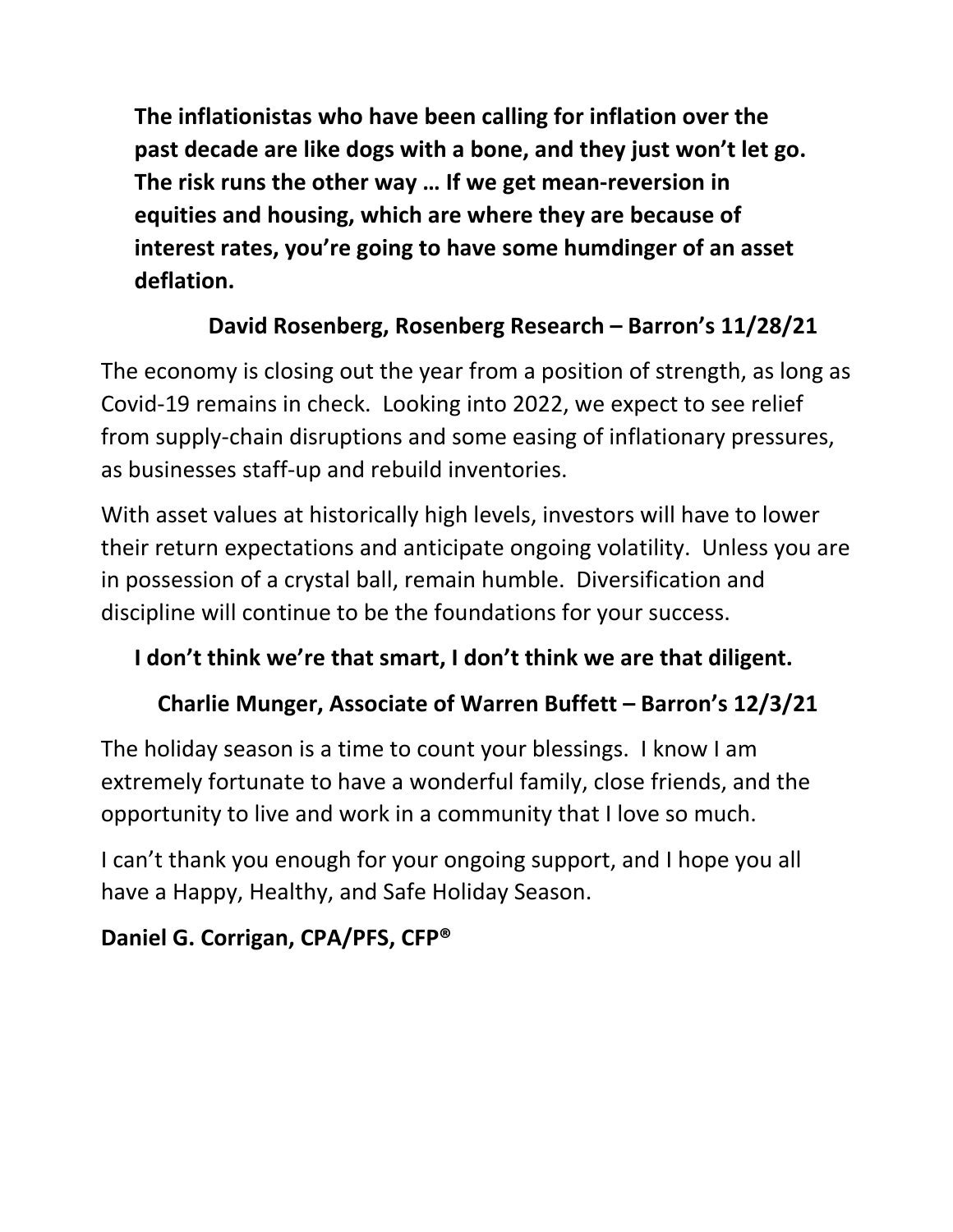**The inflationistas who have been calling for inflation over the past decade are like dogs with a bone, and they just won't let go. The risk runs the other way … If we get mean-reversion in equities and housing, which are where they are because of interest rates, you're going to have some humdinger of an asset deflation.**

**David Rosenberg, Rosenberg Research – Barron's 11/28/21**

The economy is closing out the year from a position of strength, as long as Covid-19 remains in check. Looking into 2022, we expect to see relief from supply-chain disruptions and some easing of inflationary pressures, as businesses staff-up and rebuild inventories.

With asset values at historically high levels, investors will have to lower their return expectations and anticipate ongoing volatility. Unless you are in possession of a crystal ball, remain humble. Diversification and discipline will continue to be the foundations for your success.

**I don't think we're that smart, I don't think we are that diligent.**

**Charlie Munger, Associate of Warren Buffett – Barron's 12/3/21**

The holiday season is a time to count your blessings. I know I am extremely fortunate to have a wonderful family, close friends, and the opportunity to live and work in a community that I love so much.

I can't thank you enough for your ongoing support, and I hope you all have a Happy, Healthy, and Safe Holiday Season.

**Daniel G. Corrigan, CPA/PFS, CFP®**